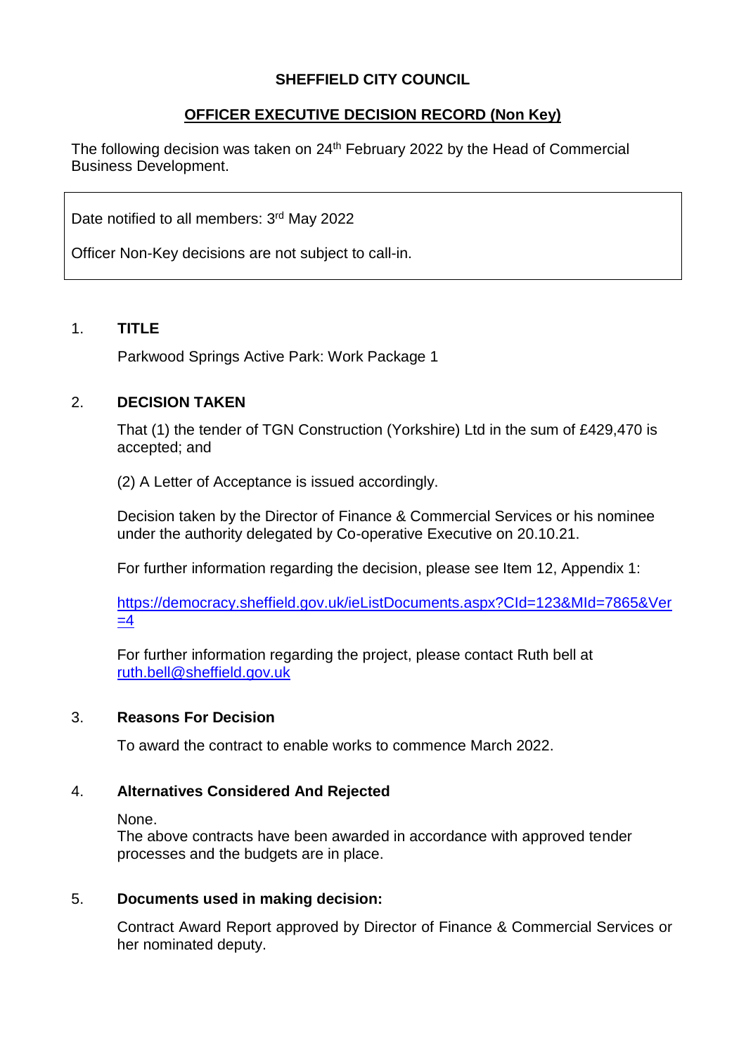**SHEFFIELD CITY COUNCIL**

**OFFICER EXECUTIVE DECISION RECORD (Non Key)**

The following decision was taken on 24th February 2022 by the Head of Commercial Business Development.

Date notified to all members: 3rd May 2022

Officer Non-Key decisions are not subject to call-in.

1. **TITLE**

   Parkwood Springs Active Park: Work Package 1

2. **DECISION TAKEN**

   That (1) the tender of TGN Construction (Yorkshire) Ltd in the sum of £429,470 is accepted; and

   (2) A Letter of Acceptance is issued accordingly.

   Decision taken by the Director of Finance & Commercial Services or his nominee under the authority delegated by Co-operative Executive on 20.10.21.

   For further information regarding the decision, please see Item 12, Appendix 1:

   https://democracy.sheffield.gov.uk/ieListDocuments.aspx?CId=123&MId=7865&Ver=4

   For further information regarding the project, please contact Ruth bell at ruth.bell@sheffield.gov.uk

3. **Reasons For Decision**

   To award the contract to enable works to commence March 2022.

4. **Alternatives Considered And Rejected**

   None.
   The above contracts have been awarded in accordance with approved tender processes and the budgets are in place.

5. **Documents used in making decision:**

   Contract Award Report approved by Director of Finance & Commercial Services or her nominated deputy.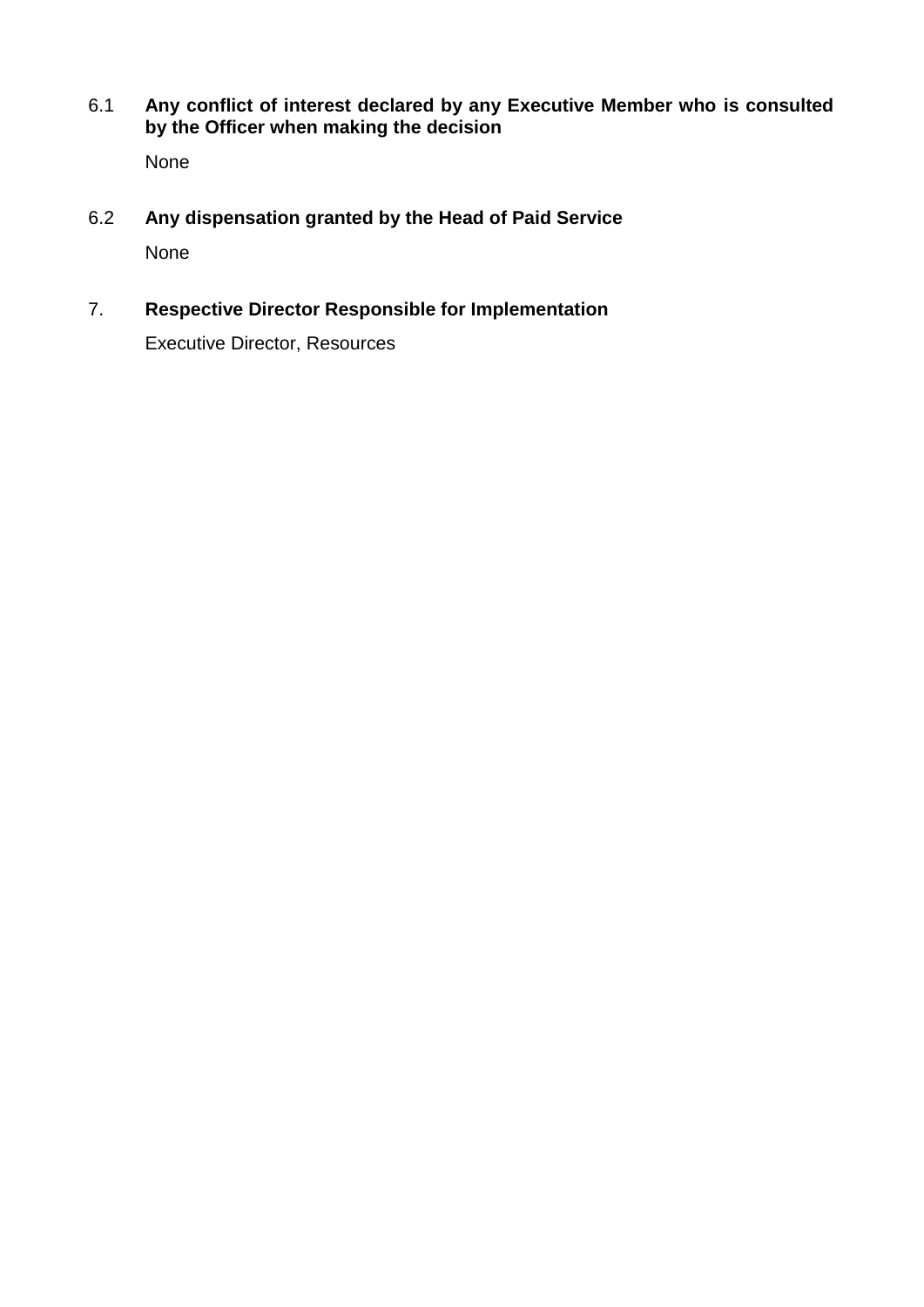6.1 **Any conflict of interest declared by any Executive Member who is consulted by the Officer when making the decision**

None

6.2 **Any dispensation granted by the Head of Paid Service**

None

7. **Respective Director Responsible for Implementation**

Executive Director, Resources